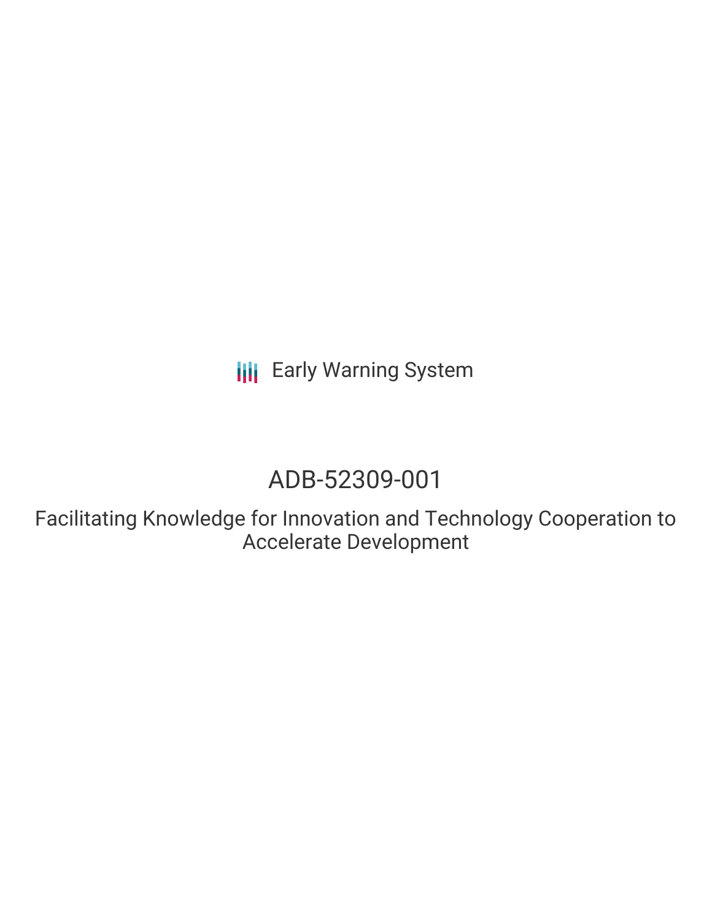Early Warning System

# ADB-52309-001

## Facilitating Knowledge for Innovation and Technology Cooperation to Accelerate Development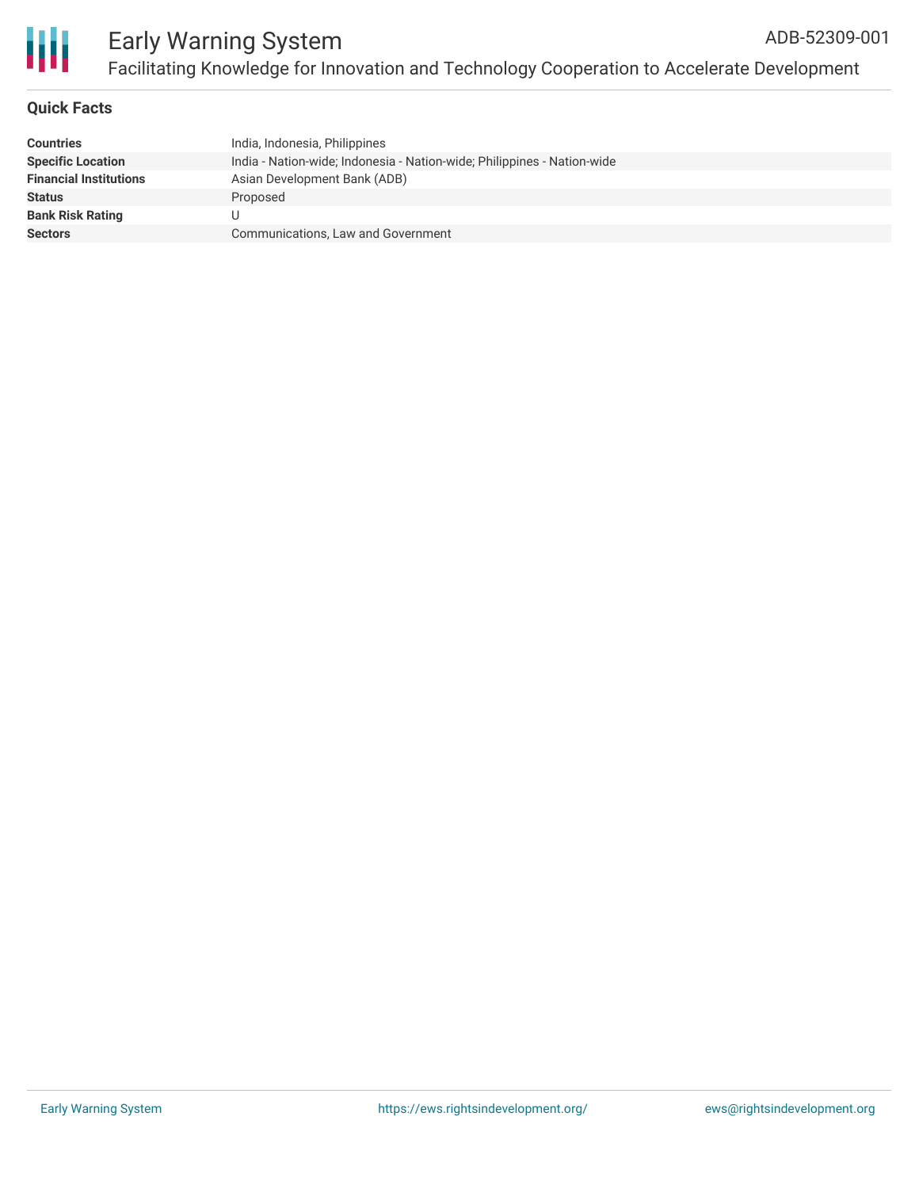# Early Warning System

ADB-52309-001

## Facilitating Knowledge for Innovation and Technology Cooperation to Accelerate Development

### Quick Facts

| | |
|---|---|
| **Countries** | India, Indonesia, Philippines |
| **Specific Location** | India - Nation-wide; Indonesia - Nation-wide; Philippines - Nation-wide |
| **Financial Institutions** | Asian Development Bank (ADB) |
| **Status** | Proposed |
| **Bank Risk Rating** | U |
| **Sectors** | Communications, Law and Government |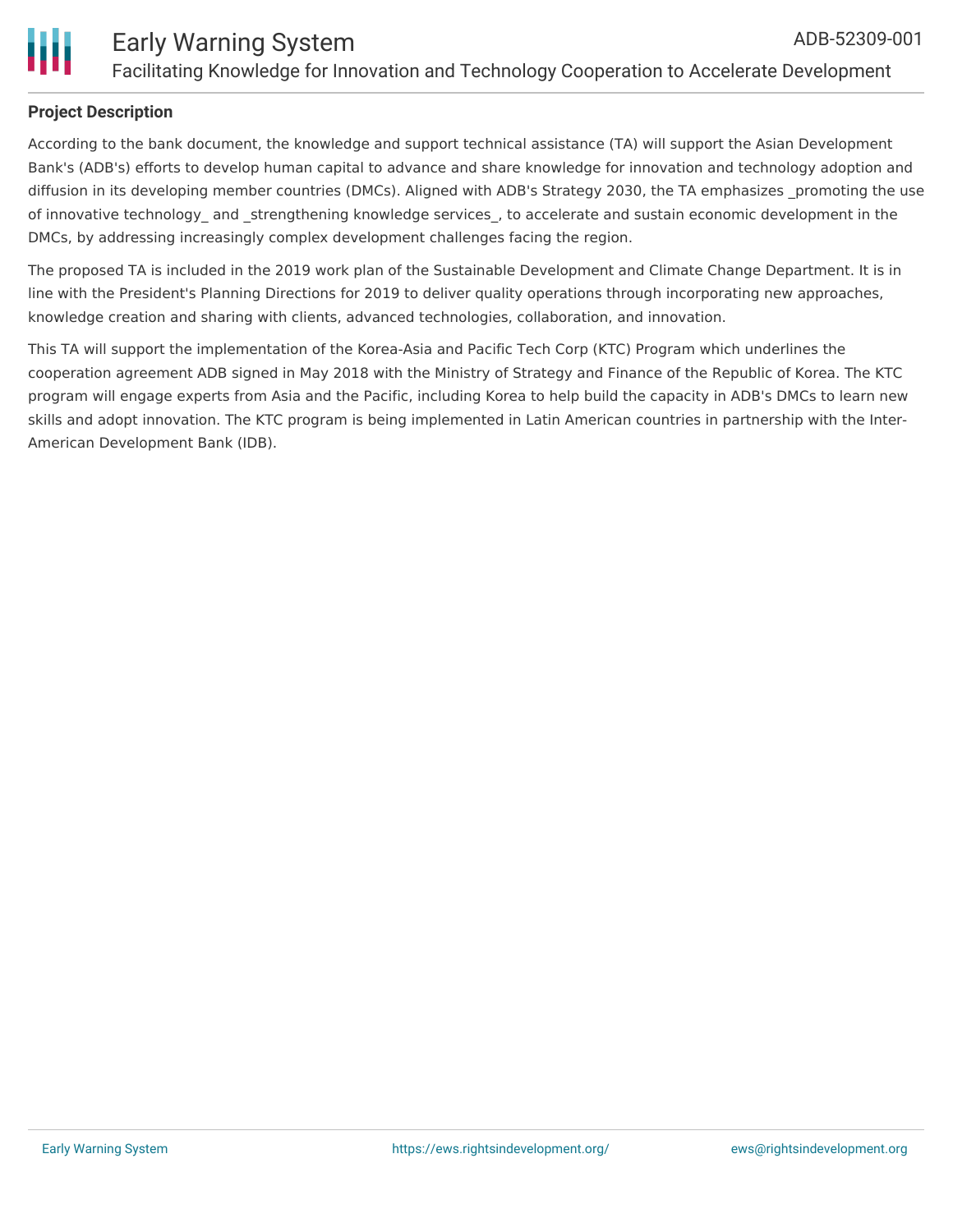**Project Description**

According to the bank document, the knowledge and support technical assistance (TA) will support the Asian Development Bank's (ADB's) efforts to develop human capital to advance and share knowledge for innovation and technology adoption and diffusion in its developing member countries (DMCs). Aligned with ADB's Strategy 2030, the TA emphasizes _promoting the use of innovative technology_ and _strengthening knowledge services_, to accelerate and sustain economic development in the DMCs, by addressing increasingly complex development challenges facing the region.

The proposed TA is included in the 2019 work plan of the Sustainable Development and Climate Change Department. It is in line with the President's Planning Directions for 2019 to deliver quality operations through incorporating new approaches, knowledge creation and sharing with clients, advanced technologies, collaboration, and innovation.

This TA will support the implementation of the Korea-Asia and Pacific Tech Corp (KTC) Program which underlines the cooperation agreement ADB signed in May 2018 with the Ministry of Strategy and Finance of the Republic of Korea. The KTC program will engage experts from Asia and the Pacific, including Korea to help build the capacity in ADB's DMCs to learn new skills and adopt innovation. The KTC program is being implemented in Latin American countries in partnership with the Inter-American Development Bank (IDB).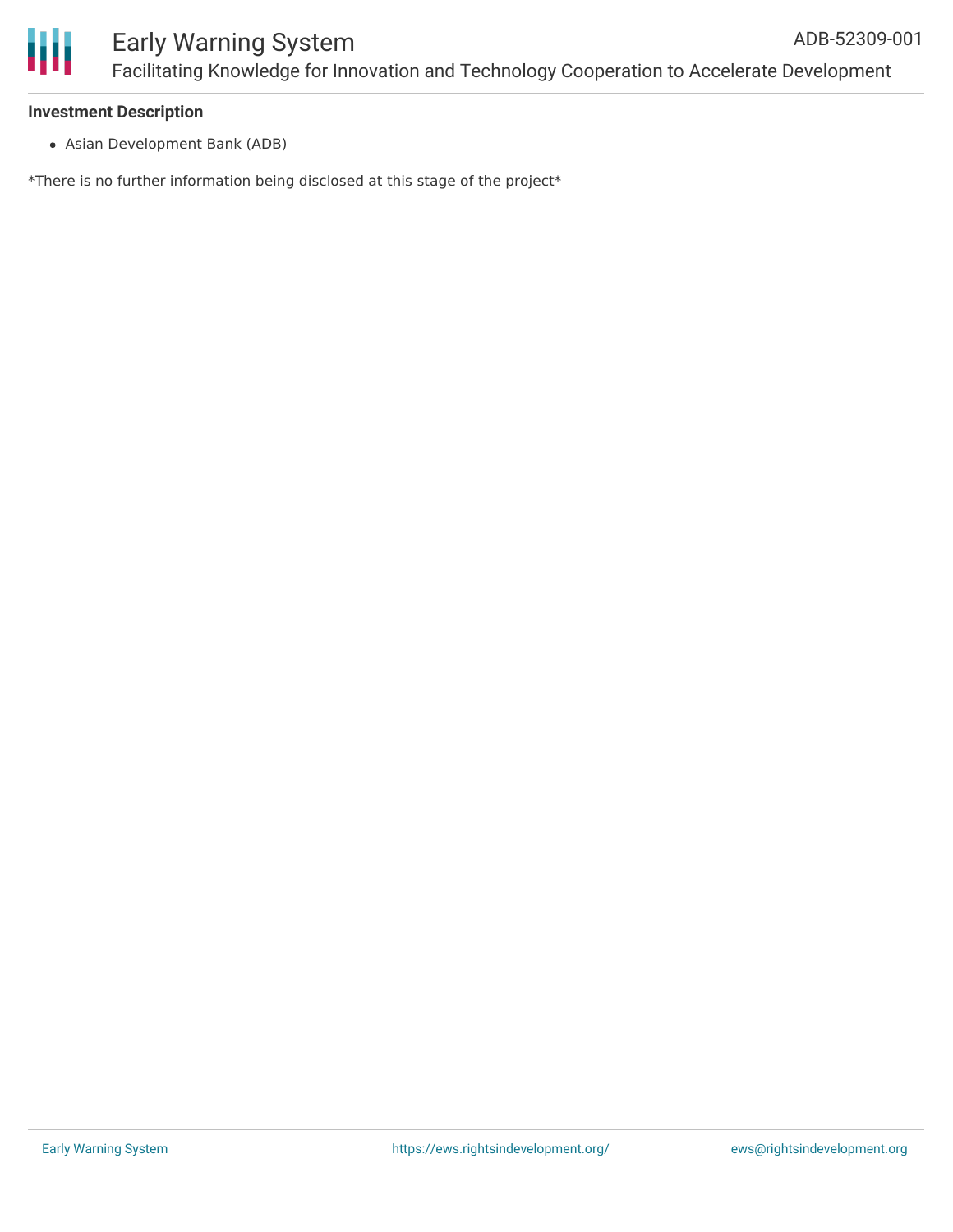**Investment Description**

- Asian Development Bank (ADB)

*There is no further information being disclosed at this stage of the project*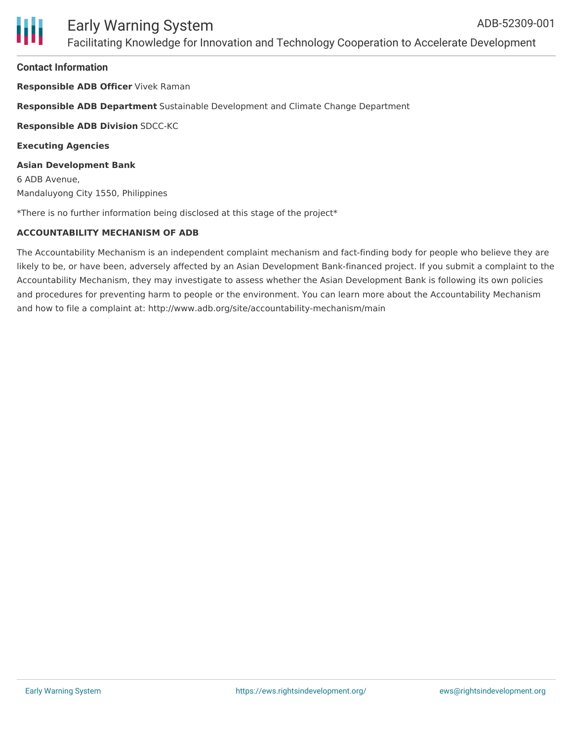#### Contact Information

**Responsible ADB Officer** Vivek Raman

**Responsible ADB Department** Sustainable Development and Climate Change Department

**Responsible ADB Division** SDCC-KC

**Executing Agencies**

**Asian Development Bank**
6 ADB Avenue,
Mandaluyong City 1550, Philippines

*There is no further information being disclosed at this stage of the project*

**ACCOUNTABILITY MECHANISM OF ADB**

The Accountability Mechanism is an independent complaint mechanism and fact-finding body for people who believe they are likely to be, or have been, adversely affected by an Asian Development Bank-financed project. If you submit a complaint to the Accountability Mechanism, they may investigate to assess whether the Asian Development Bank is following its own policies and procedures for preventing harm to people or the environment. You can learn more about the Accountability Mechanism and how to file a complaint at: http://www.adb.org/site/accountability-mechanism/main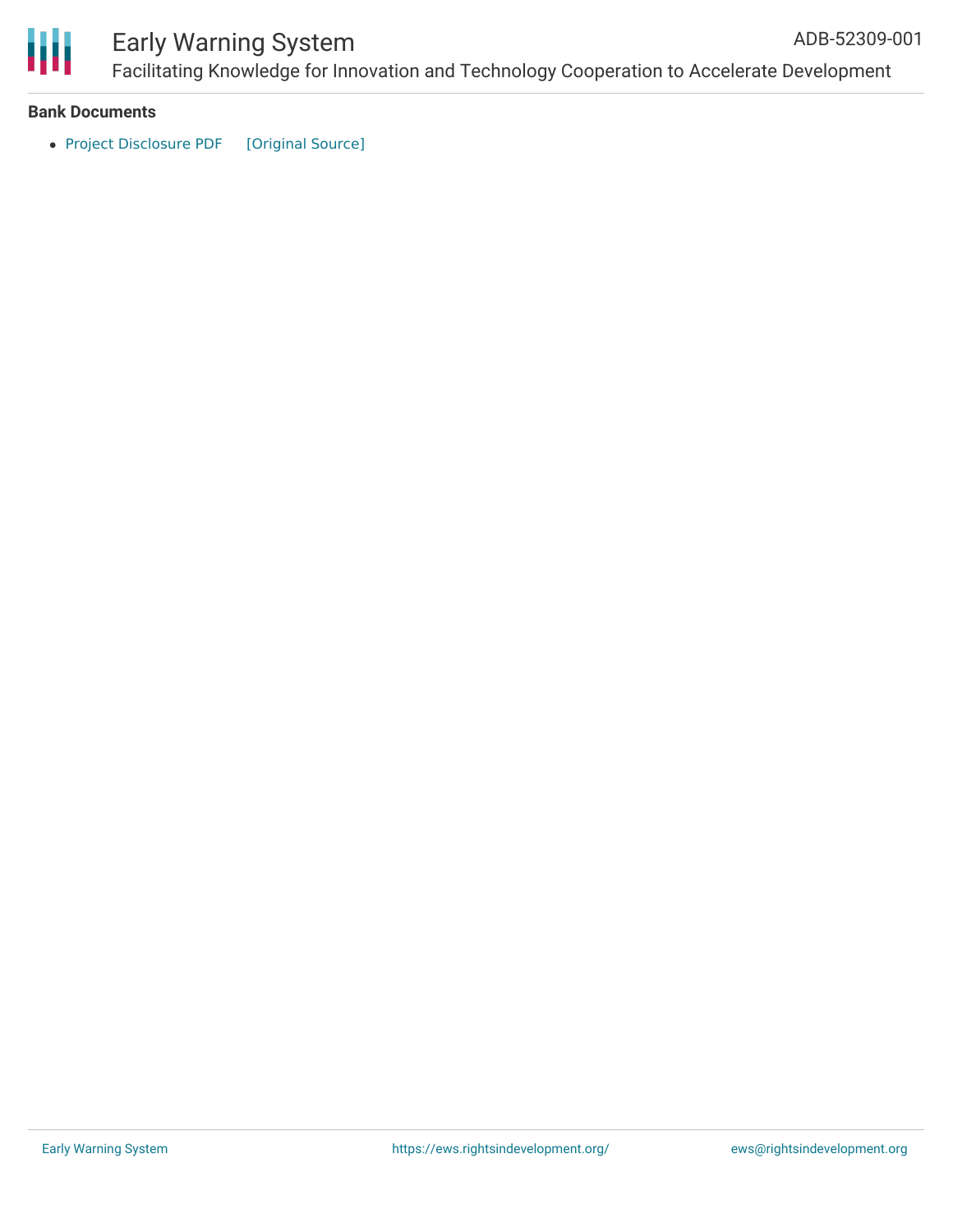**Bank Documents**

- Project Disclosure PDF [Original Source]